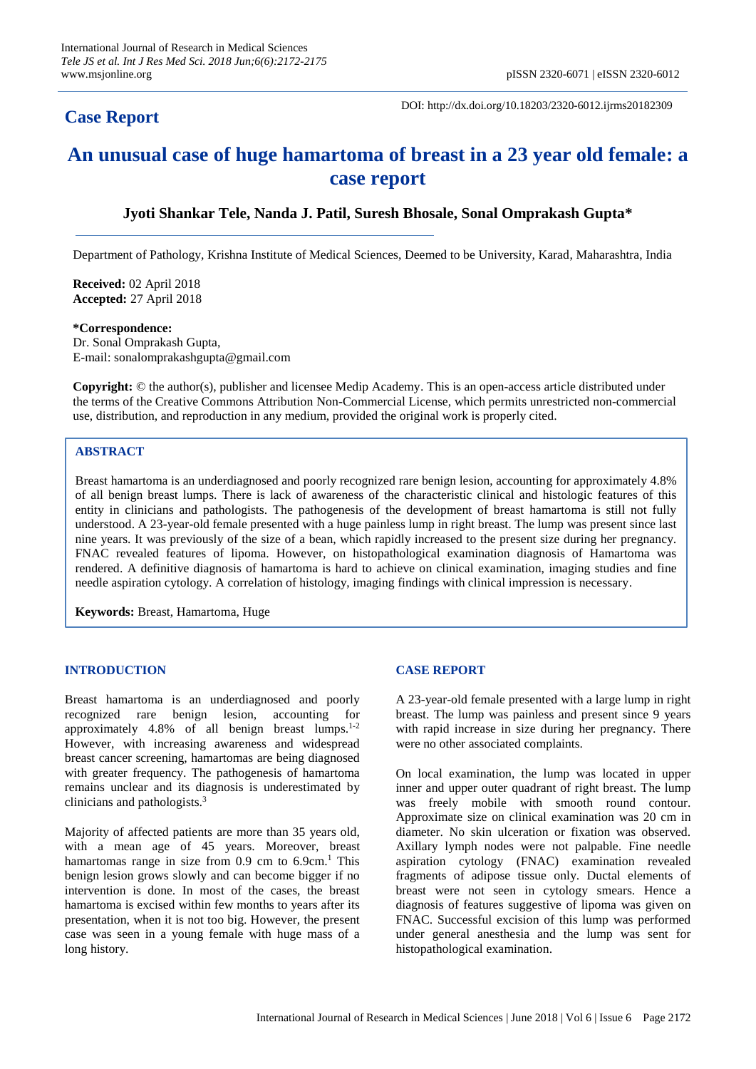## Case Report

DOI: http://dx.doi.org/10.18203/2320-6012.ijrms20182309

# An unusual case of huge hamartoma of breast in a 23 year old female: a case report

**Jyoti Shankar Tele, Nanda J. Patil, Suresh Bhosale, Sonal Omprakash Gupta***

Department of Pathology, Krishna Institute of Medical Sciences, Deemed to be University, Karad, Maharashtra, India

**Received:** 02 April 2018
**Accepted:** 27 April 2018

***Correspondence:**
Dr. Sonal Omprakash Gupta,
E-mail: sonalomprakashgupta@gmail.com

**Copyright:** © the author(s), publisher and licensee Medip Academy. This is an open-access article distributed under the terms of the Creative Commons Attribution Non-Commercial License, which permits unrestricted non-commercial use, distribution, and reproduction in any medium, provided the original work is properly cited.

### ABSTRACT

Breast hamartoma is an underdiagnosed and poorly recognized rare benign lesion, accounting for approximately 4.8% of all benign breast lumps. There is lack of awareness of the characteristic clinical and histologic features of this entity in clinicians and pathologists. The pathogenesis of the development of breast hamartoma is still not fully understood. A 23-year-old female presented with a huge painless lump in right breast. The lump was present since last nine years. It was previously of the size of a bean, which rapidly increased to the present size during her pregnancy. FNAC revealed features of lipoma. However, on histopathological examination diagnosis of Hamartoma was rendered. A definitive diagnosis of hamartoma is hard to achieve on clinical examination, imaging studies and fine needle aspiration cytology. A correlation of histology, imaging findings with clinical impression is necessary.

**Keywords:** Breast, Hamartoma, Huge

### INTRODUCTION

Breast hamartoma is an underdiagnosed and poorly recognized rare benign lesion, accounting for approximately 4.8% of all benign breast lumps.[1-2] However, with increasing awareness and widespread breast cancer screening, hamartomas are being diagnosed with greater frequency. The pathogenesis of hamartoma remains unclear and its diagnosis is underestimated by clinicians and pathologists.[3]

Majority of affected patients are more than 35 years old, with a mean age of 45 years. Moreover, breast hamartomas range in size from 0.9 cm to 6.9cm.[1] This benign lesion grows slowly and can become bigger if no intervention is done. In most of the cases, the breast hamartoma is excised within few months to years after its presentation, when it is not too big. However, the present case was seen in a young female with huge mass of a long history.

### CASE REPORT

A 23-year-old female presented with a large lump in right breast. The lump was painless and present since 9 years with rapid increase in size during her pregnancy. There were no other associated complaints.

On local examination, the lump was located in upper inner and upper outer quadrant of right breast. The lump was freely mobile with smooth round contour. Approximate size on clinical examination was 20 cm in diameter. No skin ulceration or fixation was observed. Axillary lymph nodes were not palpable. Fine needle aspiration cytology (FNAC) examination revealed fragments of adipose tissue only. Ductal elements of breast were not seen in cytology smears. Hence a diagnosis of features suggestive of lipoma was given on FNAC. Successful excision of this lump was performed under general anesthesia and the lump was sent for histopathological examination.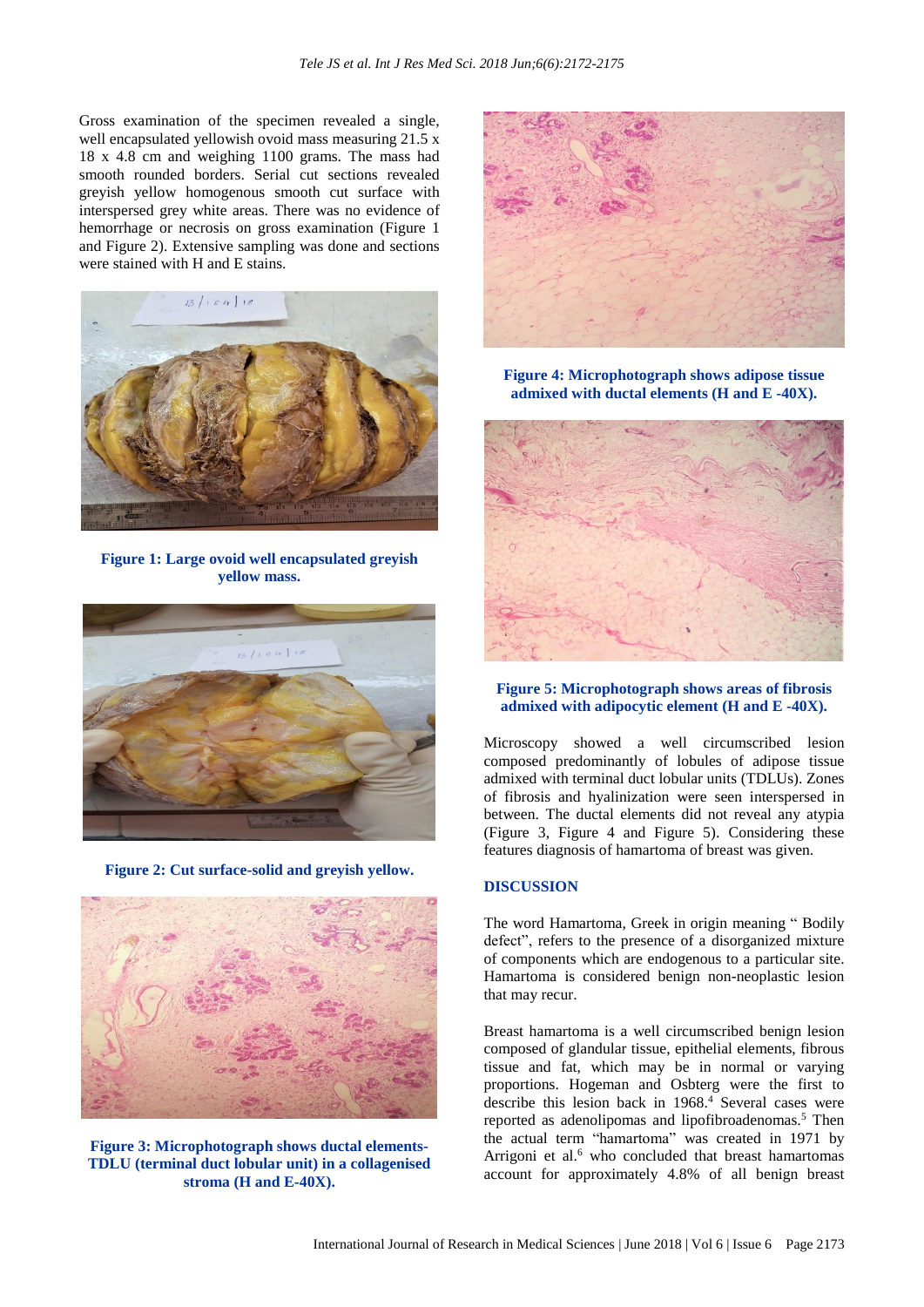Gross examination of the specimen revealed a single, well encapsulated yellowish ovoid mass measuring 21.5 x 18 x 4.8 cm and weighing 1100 grams. The mass had smooth rounded borders. Serial cut sections revealed greyish yellow homogenous smooth cut surface with interspersed grey white areas. There was no evidence of hemorrhage or necrosis on gross examination (Figure 1 and Figure 2). Extensive sampling was done and sections were stained with H and E stains.

**Figure 1: Large ovoid well encapsulated greyish yellow mass.**

**Figure 2: Cut surface-solid and greyish yellow.**

**Figure 3: Microphotograph shows ductal elements-TDLU (terminal duct lobular unit) in a collagenised stroma (H and E-40X).**

**Figure 4: Microphotograph shows adipose tissue admixed with ductal elements (H and E -40X).**

**Figure 5: Microphotograph shows areas of fibrosis admixed with adipocytic element (H and E -40X).**

Microscopy showed a well circumscribed lesion composed predominantly of lobules of adipose tissue admixed with terminal duct lobular units (TDLUs). Zones of fibrosis and hyalinization were seen interspersed in between. The ductal elements did not reveal any atypia (Figure 3, Figure 4 and Figure 5). Considering these features diagnosis of hamartoma of breast was given.

## DISCUSSION

The word Hamartoma, Greek in origin meaning " Bodily defect", refers to the presence of a disorganized mixture of components which are endogenous to a particular site. Hamartoma is considered benign non-neoplastic lesion that may recur.

Breast hamartoma is a well circumscribed benign lesion composed of glandular tissue, epithelial elements, fibrous tissue and fat, which may be in normal or varying proportions. Hogeman and Osbterg were the first to describe this lesion back in 1968.[4] Several cases were reported as adenolipomas and lipofibroadenomas.[5] Then the actual term "hamartoma" was created in 1971 by Arrigoni et al.[6] who concluded that breast hamartomas account for approximately 4.8% of all benign breast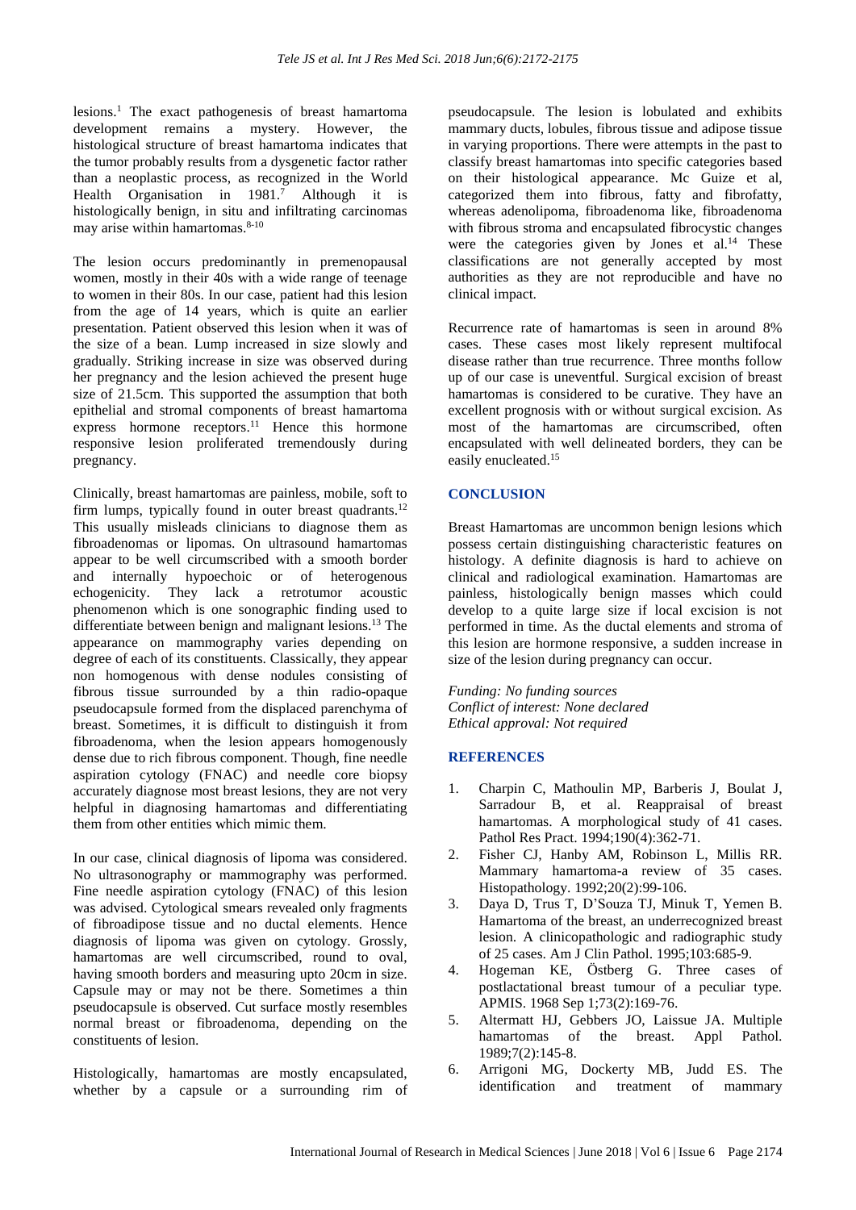lesions.[1] The exact pathogenesis of breast hamartoma development remains a mystery. However, the histological structure of breast hamartoma indicates that the tumor probably results from a dysgenetic factor rather than a neoplastic process, as recognized in the World Health Organisation in 1981.[7] Although it is histologically benign, in situ and infiltrating carcinomas may arise within hamartomas.[8-10]

The lesion occurs predominantly in premenopausal women, mostly in their 40s with a wide range of teenage to women in their 80s. In our case, patient had this lesion from the age of 14 years, which is quite an earlier presentation. Patient observed this lesion when it was of the size of a bean. Lump increased in size slowly and gradually. Striking increase in size was observed during her pregnancy and the lesion achieved the present huge size of 21.5cm. This supported the assumption that both epithelial and stromal components of breast hamartoma express hormone receptors.[11] Hence this hormone responsive lesion proliferated tremendously during pregnancy.

Clinically, breast hamartomas are painless, mobile, soft to firm lumps, typically found in outer breast quadrants.[12] This usually misleads clinicians to diagnose them as fibroadenomas or lipomas. On ultrasound hamartomas appear to be well circumscribed with a smooth border and internally hypoechoic or of heterogenous echogenicity. They lack a retrotumor acoustic phenomenon which is one sonographic finding used to differentiate between benign and malignant lesions.[13] The appearance on mammography varies depending on degree of each of its constituents. Classically, they appear non homogenous with dense nodules consisting of fibrous tissue surrounded by a thin radio-opaque pseudocapsule formed from the displaced parenchyma of breast. Sometimes, it is difficult to distinguish it from fibroadenoma, when the lesion appears homogenously dense due to rich fibrous component. Though, fine needle aspiration cytology (FNAC) and needle core biopsy accurately diagnose most breast lesions, they are not very helpful in diagnosing hamartomas and differentiating them from other entities which mimic them.

In our case, clinical diagnosis of lipoma was considered. No ultrasonography or mammography was performed. Fine needle aspiration cytology (FNAC) of this lesion was advised. Cytological smears revealed only fragments of fibroadipose tissue and no ductal elements. Hence diagnosis of lipoma was given on cytology. Grossly, hamartomas are well circumscribed, round to oval, having smooth borders and measuring upto 20cm in size. Capsule may or may not be there. Sometimes a thin pseudocapsule is observed. Cut surface mostly resembles normal breast or fibroadenoma, depending on the constituents of lesion.

Histologically, hamartomas are mostly encapsulated, whether by a capsule or a surrounding rim of pseudocapsule. The lesion is lobulated and exhibits mammary ducts, lobules, fibrous tissue and adipose tissue in varying proportions. There were attempts in the past to classify breast hamartomas into specific categories based on their histological appearance. Mc Guize et al, categorized them into fibrous, fatty and fibrofatty, whereas adenolipoma, fibroadenoma like, fibroadenoma with fibrous stroma and encapsulated fibrocystic changes were the categories given by Jones et al.[14] These classifications are not generally accepted by most authorities as they are not reproducible and have no clinical impact.

Recurrence rate of hamartomas is seen in around 8% cases. These cases most likely represent multifocal disease rather than true recurrence. Three months follow up of our case is uneventful. Surgical excision of breast hamartomas is considered to be curative. They have an excellent prognosis with or without surgical excision. As most of the hamartomas are circumscribed, often encapsulated with well delineated borders, they can be easily enucleated.[15]

## CONCLUSION

Breast Hamartomas are uncommon benign lesions which possess certain distinguishing characteristic features on histology. A definite diagnosis is hard to achieve on clinical and radiological examination. Hamartomas are painless, histologically benign masses which could develop to a quite large size if local excision is not performed in time. As the ductal elements and stroma of this lesion are hormone responsive, a sudden increase in size of the lesion during pregnancy can occur.

*Funding: No funding sources*
*Conflict of interest: None declared*
*Ethical approval: Not required*

## REFERENCES

1. Charpin C, Mathoulin MP, Barberis J, Boulat J, Sarradour B, et al. Reappraisal of breast hamartomas. A morphological study of 41 cases. Pathol Res Pract. 1994;190(4):362-71.
2. Fisher CJ, Hanby AM, Robinson L, Millis RR. Mammary hamartoma-a review of 35 cases. Histopathology. 1992;20(2):99-106.
3. Daya D, Trus T, D'Souza TJ, Minuk T, Yemen B. Hamartoma of the breast, an underrecognized breast lesion. A clinicopathologic and radiographic study of 25 cases. Am J Clin Pathol. 1995;103:685-9.
4. Hogeman KE, Östberg G. Three cases of postlactational breast tumour of a peculiar type. APMIS. 1968 Sep 1;73(2):169-76.
5. Altermatt HJ, Gebbers JO, Laissue JA. Multiple hamartomas of the breast. Appl Pathol. 1989;7(2):145-8.
6. Arrigoni MG, Dockerty MB, Judd ES. The identification and treatment of mammary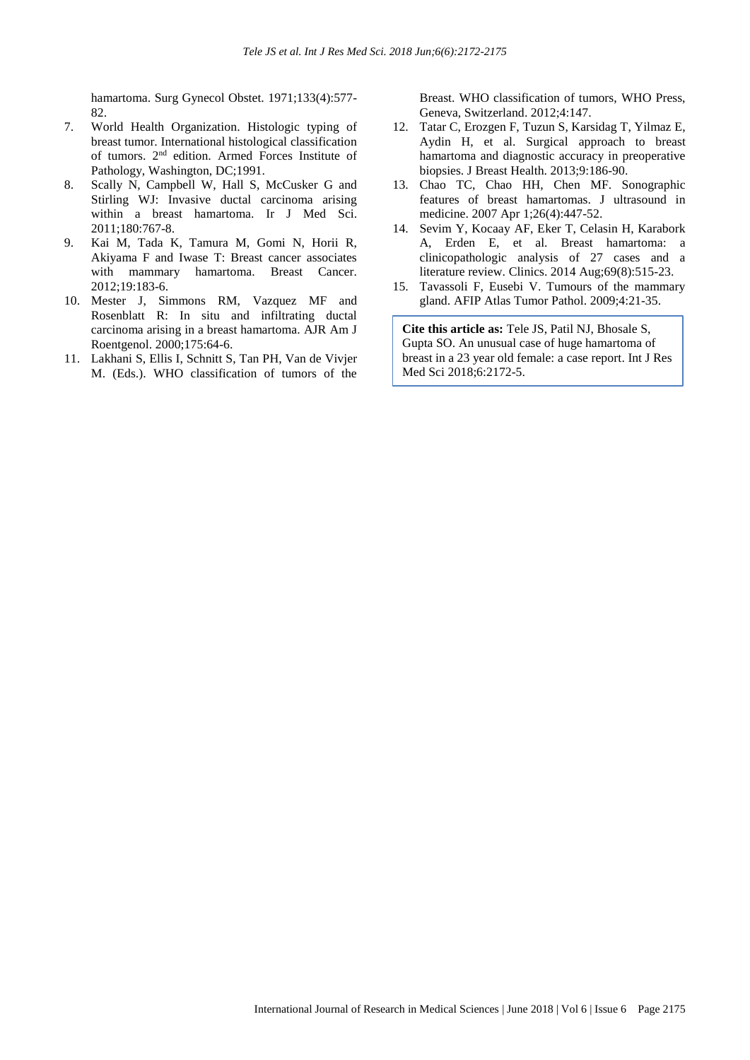hamartoma. Surg Gynecol Obstet. 1971;133(4):577-82.

7. World Health Organization. Histologic typing of breast tumor. International histological classification of tumors. 2nd edition. Armed Forces Institute of Pathology, Washington, DC;1991.
8. Scally N, Campbell W, Hall S, McCusker G and Stirling WJ: Invasive ductal carcinoma arising within a breast hamartoma. Ir J Med Sci. 2011;180:767-8.
9. Kai M, Tada K, Tamura M, Gomi N, Horii R, Akiyama F and Iwase T: Breast cancer associates with mammary hamartoma. Breast Cancer. 2012;19:183-6.
10. Mester J, Simmons RM, Vazquez MF and Rosenblatt R: In situ and infiltrating ductal carcinoma arising in a breast hamartoma. AJR Am J Roentgenol. 2000;175:64-6.
11. Lakhani S, Ellis I, Schnitt S, Tan PH, Van de Vivjer M. (Eds.). WHO classification of tumors of the Breast. WHO classification of tumors, WHO Press, Geneva, Switzerland. 2012;4:147.
12. Tatar C, Erozgen F, Tuzun S, Karsidag T, Yilmaz E, Aydin H, et al. Surgical approach to breast hamartoma and diagnostic accuracy in preoperative biopsies. J Breast Health. 2013;9:186-90.
13. Chao TC, Chao HH, Chen MF. Sonographic features of breast hamartomas. J ultrasound in medicine. 2007 Apr 1;26(4):447-52.
14. Sevim Y, Kocaay AF, Eker T, Celasin H, Karabork A, Erden E, et al. Breast hamartoma: a clinicopathologic analysis of 27 cases and a literature review. Clinics. 2014 Aug;69(8):515-23.
15. Tavassoli F, Eusebi V. Tumours of the mammary gland. AFIP Atlas Tumor Pathol. 2009;4:21-35.

**Cite this article as:** Tele JS, Patil NJ, Bhosale S, Gupta SO. An unusual case of huge hamartoma of breast in a 23 year old female: a case report. Int J Res Med Sci 2018;6:2172-5.